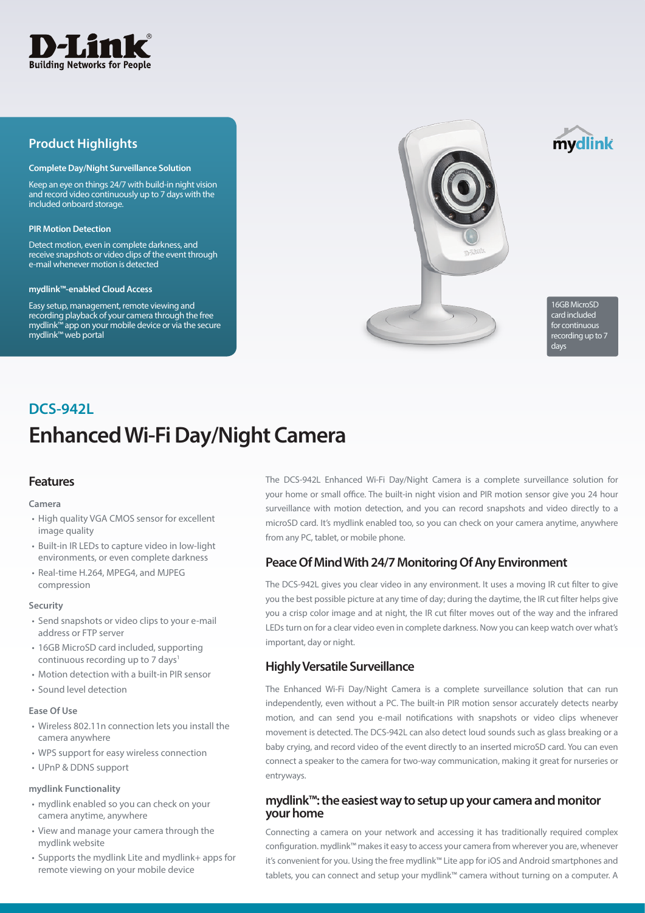D-Link
Building Networks for People

## Product Highlights

**Complete Day/Night Surveillance Solution**

Keep an eye on things 24/7 with build-in night vision and record video continuously up to 7 days with the included onboard storage.

**PIR Motion Detection**

Detect motion, even in complete darkness, and receive snapshots or video clips of the event through e-mail whenever motion is detected

**mydlink™-enabled Cloud Access**

Easy setup, management, remote viewing and recording playback of your camera through the free mydlink™ app on your mobile device or via the secure mydlink™ web portal

mydlink

16GB MicroSD card included for continuous recording up to 7 days

## DCS-942L

# Enhanced Wi-Fi Day/Night Camera

## Features

**Camera**

- High quality VGA CMOS sensor for excellent image quality
- Built-in IR LEDs to capture video in low-light environments, or even complete darkness
- Real-time H.264, MPEG4, and MJPEG compression

**Security**

- Send snapshots or video clips to your e-mail address or FTP server
- 16GB MicroSD card included, supporting continuous recording up to 7 days[1]
- Motion detection with a built-in PIR sensor
- Sound level detection

**Ease Of Use**

- Wireless 802.11n connection lets you install the camera anywhere
- WPS support for easy wireless connection
- UPnP & DDNS support

**mydlink Functionality**

- mydlink enabled so you can check on your camera anytime, anywhere
- View and manage your camera through the mydlink website
- Supports the mydlink Lite and mydlink+ apps for remote viewing on your mobile device

The DCS-942L Enhanced Wi-Fi Day/Night Camera is a complete surveillance solution for your home or small office. The built-in night vision and PIR motion sensor give you 24 hour surveillance with motion detection, and you can record snapshots and video directly to a microSD card. It's mydlink enabled too, so you can check on your camera anytime, anywhere from any PC, tablet, or mobile phone.

## Peace Of Mind With 24/7 Monitoring Of Any Environment

The DCS-942L gives you clear video in any environment. It uses a moving IR cut filter to give you the best possible picture at any time of day; during the daytime, the IR cut filter helps give you a crisp color image and at night, the IR cut filter moves out of the way and the infrared LEDs turn on for a clear video even in complete darkness. Now you can keep watch over what's important, day or night.

## Highly Versatile Surveillance

The Enhanced Wi-Fi Day/Night Camera is a complete surveillance solution that can run independently, even without a PC. The built-in PIR motion sensor accurately detects nearby motion, and can send you e-mail notifications with snapshots or video clips whenever movement is detected. The DCS-942L can also detect loud sounds such as glass breaking or a baby crying, and record video of the event directly to an inserted microSD card. You can even connect a speaker to the camera for two-way communication, making it great for nurseries or entryways.

## mydlink™: the easiest way to setup up your camera and monitor your home

Connecting a camera on your network and accessing it has traditionally required complex configuration. mydlink™ makes it easy to access your camera from wherever you are, whenever it's convenient for you. Using the free mydlink™ Lite app for iOS and Android smartphones and tablets, you can connect and setup your mydlink™ camera without turning on a computer. A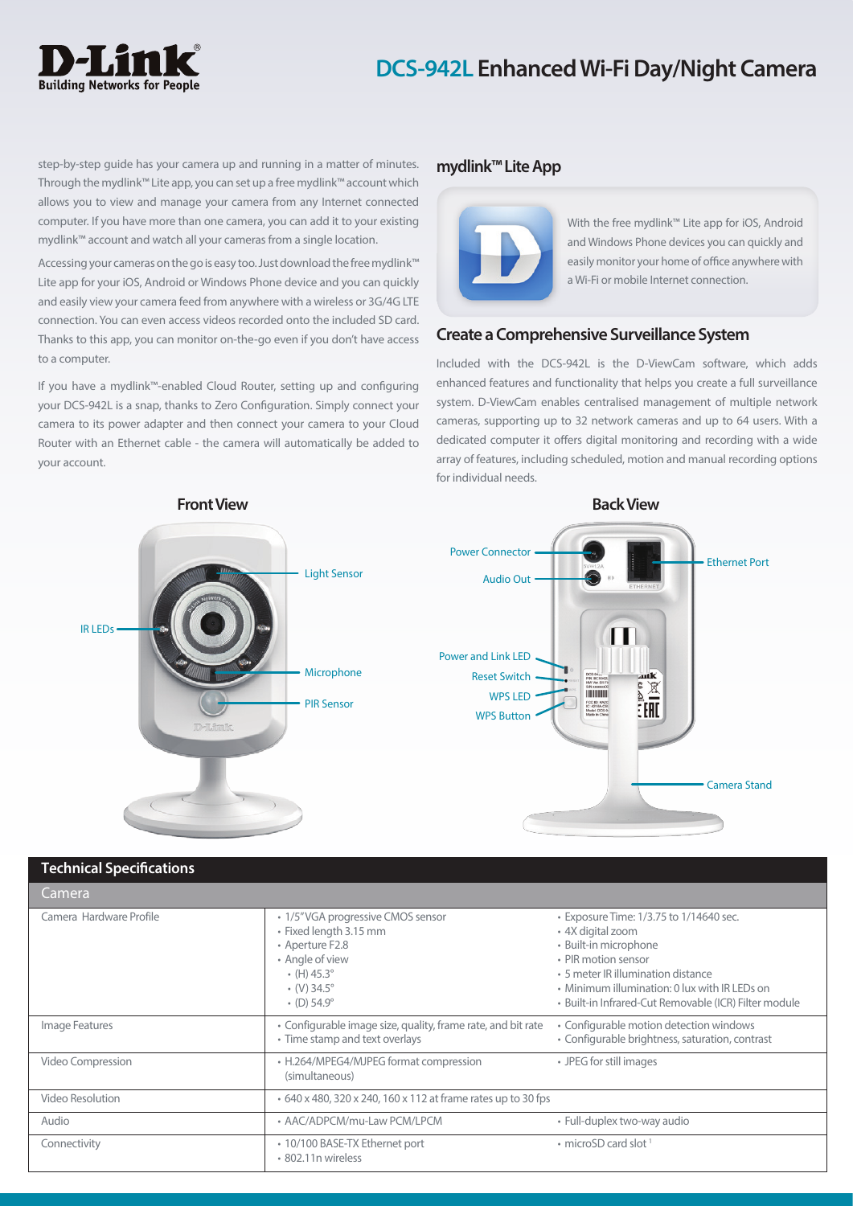step-by-step guide has your camera up and running in a matter of minutes. Through the mydlink™ Lite app, you can set up a free mydlink™ account which allows you to view and manage your camera from any Internet connected computer. If you have more than one camera, you can add it to your existing mydlink™ account and watch all your cameras from a single location.

Accessing your cameras on the go is easy too. Just download the free mydlink™ Lite app for your iOS, Android or Windows Phone device and you can quickly and easily view your camera feed from anywhere with a wireless or 3G/4G LTE connection. You can even access videos recorded onto the included SD card. Thanks to this app, you can monitor on-the-go even if you don't have access to a computer.

If you have a mydlink™-enabled Cloud Router, setting up and configuring your DCS-942L is a snap, thanks to Zero Configuration. Simply connect your camera to its power adapter and then connect your camera to your Cloud Router with an Ethernet cable - the camera will automatically be added to your account.

## mydlink™ Lite App

With the free mydlink™ Lite app for iOS, Android and Windows Phone devices you can quickly and easily monitor your home of office anywhere with a Wi-Fi or mobile Internet connection.

## Create a Comprehensive Surveillance System

Included with the DCS-942L is the D-ViewCam software, which adds enhanced features and functionality that helps you create a full surveillance system. D-ViewCam enables centralised management of multiple network cameras, supporting up to 32 network cameras and up to 64 users. With a dedicated computer it offers digital monitoring and recording with a wide array of features, including scheduled, motion and manual recording options for individual needs.

### Front View

Light Sensor
IR LEDs
Microphone
PIR Sensor

### Back View

Power Connector
Audio Out
Ethernet Port
Power and Link LED
Reset Switch
WPS LED
WPS Button
Camera Stand

## Technical Specifications

| Camera | | |
|---|---|---|
| Camera Hardware Profile | • 1/5" VGA progressive CMOS sensor<br>• Fixed length 3.15 mm<br>• Aperture F2.8<br>• Angle of view<br>• (H) 45.3°<br>• (V) 34.5°<br>• (D) 54.9° | • Exposure Time: 1/3.75 to 1/14640 sec.<br>• 4X digital zoom<br>• Built-in microphone<br>• PIR motion sensor<br>• 5 meter IR illumination distance<br>• Minimum illumination: 0 lux with IR LEDs on<br>• Built-in Infrared-Cut Removable (ICR) Filter module |
| Image Features | • Configurable image size, quality, frame rate, and bit rate<br>• Time stamp and text overlays | • Configurable motion detection windows<br>• Configurable brightness, saturation, contrast |
| Video Compression | • H.264/MPEG4/MJPEG format compression (simultaneous) | • JPEG for still images |
| Video Resolution | • 640 x 480, 320 x 240, 160 x 112 at frame rates up to 30 fps | |
| Audio | • AAC/ADPCM/mu-Law PCM/LPCM | • Full-duplex two-way audio |
| Connectivity | • 10/100 BASE-TX Ethernet port<br>• 802.11n wireless | • microSD card slot [1] |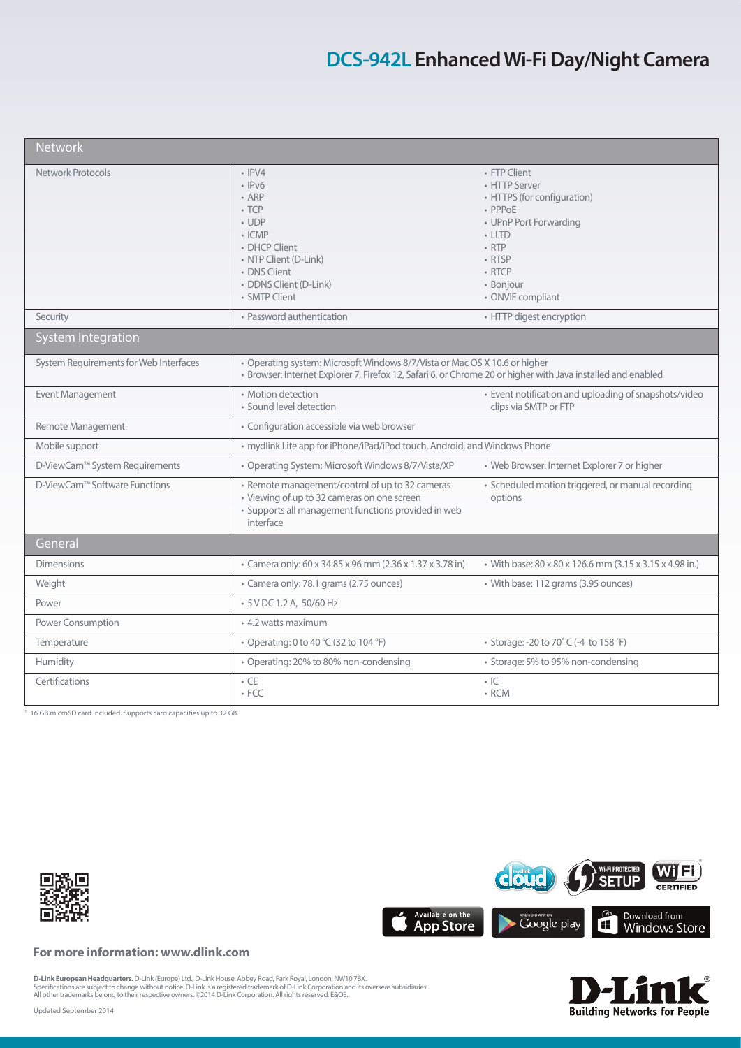# DCS-942L Enhanced Wi-Fi Day/Night Camera

| | | |
|---|---|---|
| **Network** | | |
| Network Protocols | • IPV4<br>• IPv6<br>• ARP<br>• TCP<br>• UDP<br>• ICMP<br>• DHCP Client<br>• NTP Client (D-Link)<br>• DNS Client<br>• DDNS Client (D-Link)<br>• SMTP Client | • FTP Client<br>• HTTP Server<br>• HTTPS (for configuration)<br>• PPPoE<br>• UPnP Port Forwarding<br>• LLTD<br>• RTP<br>• RTSP<br>• RTCP<br>• Bonjour<br>• ONVIF compliant |
| Security | • Password authentication | • HTTP digest encryption |
| **System Integration** | | |
| System Requirements for Web Interfaces | • Operating system: Microsoft Windows 8/7/Vista or Mac OS X 10.6 or higher<br>• Browser: Internet Explorer 7, Firefox 12, Safari 6, or Chrome 20 or higher with Java installed and enabled | |
| Event Management | • Motion detection<br>• Sound level detection | • Event notification and uploading of snapshots/video clips via SMTP or FTP |
| Remote Management | • Configuration accessible via web browser | |
| Mobile support | • mydlink Lite app for iPhone/iPad/iPod touch, Android, and Windows Phone | |
| D-ViewCam™ System Requirements | • Operating System: Microsoft Windows 8/7/Vista/XP | • Web Browser: Internet Explorer 7 or higher |
| D-ViewCam™ Software Functions | • Remote management/control of up to 32 cameras<br>• Viewing of up to 32 cameras on one screen<br>• Supports all management functions provided in web interface | • Scheduled motion triggered, or manual recording options |
| **General** | | |
| Dimensions | • Camera only: 60 x 34.85 x 96 mm (2.36 x 1.37 x 3.78 in) | • With base: 80 x 80 x 126.6 mm (3.15 x 3.15 x 4.98 in.) |
| Weight | • Camera only: 78.1 grams (2.75 ounces) | • With base: 112 grams (3.95 ounces) |
| Power | • 5 V DC 1.2 A, 50/60 Hz | |
| Power Consumption | • 4.2 watts maximum | |
| Temperature | • Operating: 0 to 40 °C (32 to 104 °F) | • Storage: -20 to 70˚ C (-4 to 158 ˚F) |
| Humidity | • Operating: 20% to 80% non-condensing | • Storage: 5% to 95% non-condensing |
| Certifications | • CE<br>• FCC | • IC<br>• RCM |

[1] 16 GB microSD card included. Supports card capacities up to 32 GB.

**For more information: www.dlink.com**

**D-Link European Headquarters.** D-Link (Europe) Ltd., D-Link House, Abbey Road, Park Royal, London, NW10 7BX.
Specifications are subject to change without notice. D-Link is a registered trademark of D-Link Corporation and its overseas subsidiaries.
All other trademarks belong to their respective owners. ©2014 D-Link Corporation. All rights reserved. E&OE.

Updated September 2014